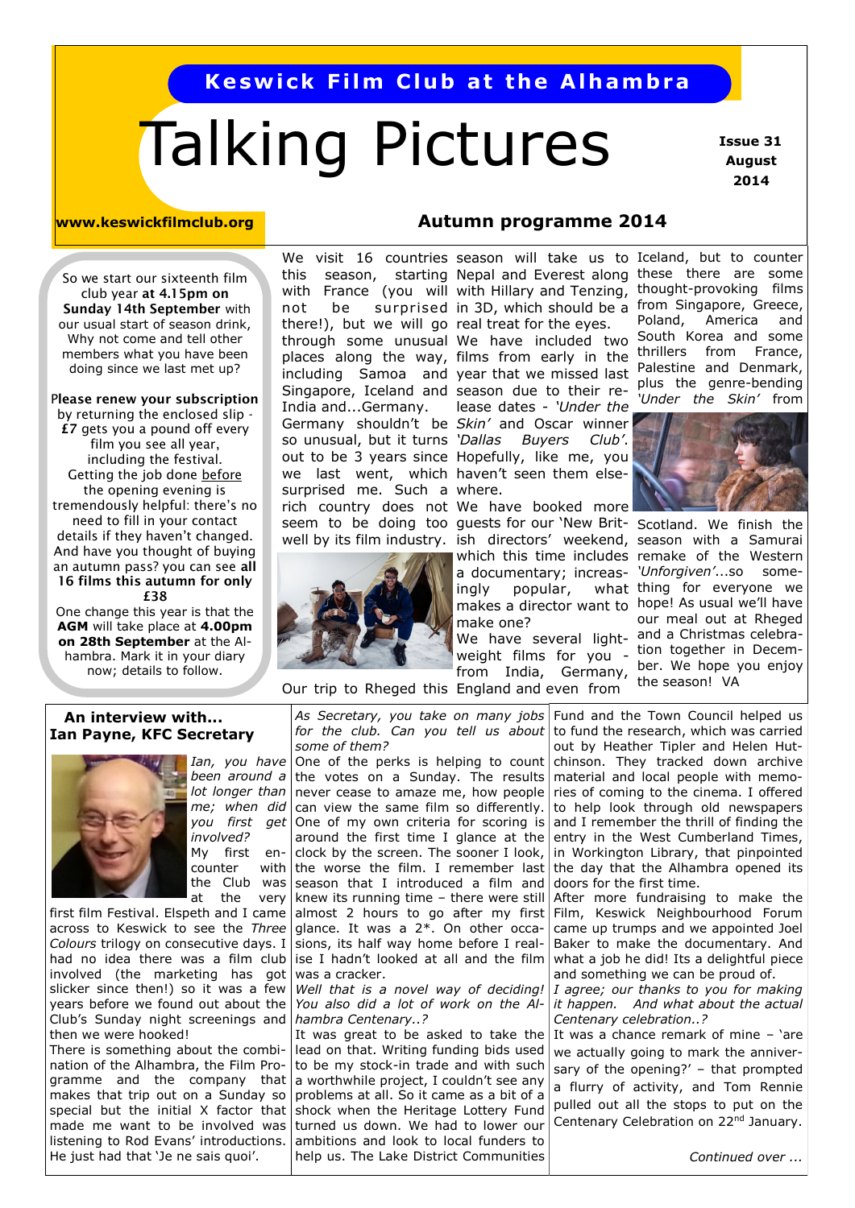# Keswick Film Club at the Alhambra

# Talking Pictures

**Issue 31**
**August**
**2014**

**www.keswickfilmclub.org**

So we start our sixteenth film club year **at 4.15pm on Sunday 14th September** with our usual start of season drink, Why not come and tell other members what you have been doing since we last met up?

**Please renew your subscription** by returning the enclosed slip - **£7** gets you a pound off every film you see all year, including the festival. Getting the job done before the opening evening is tremendously helpful: there's no need to fill in your contact details if they haven't changed. And have you thought of buying an autumn pass? you can see **all 16 films this autumn for only £38**

One change this year is that the **AGM** will take place at **4.00pm on 28th September** at the Alhambra. Mark it in your diary now; details to follow.

## Autumn programme 2014

We visit 16 countries this season, starting with France (you will not be surprised there!), but we will go through some unusual places along the way, including Samoa and Singapore, Iceland and India and...Germany. Germany shouldn't be so unusual, but it turns out to be 3 years since we last went, which surprised me. Such a rich country does not seem to be doing too well by its film industry.

Our trip to Rheged this season will take us to Nepal and Everest along with Hillary and Tenzing, in 3D, which should be a real treat for the eyes. We have included two films from early in the year that we missed last season due to their release dates - *'Under the Skin'* and Oscar winner *'Dallas Buyers Club'*. Hopefully, like me, you haven't seen them elsewhere.

We have booked more guests for our 'New British directors' weekend, which this time includes a documentary; increasingly popular, what makes a director want to make one?

We have several lightweight films for you - from India, Germany, England and even from Iceland, but to counter these there are some thought-provoking films from Singapore, Greece, Poland, America and South Korea and some thrillers from France, Palestine and Denmark, plus the genre-bending *'Under the Skin'* from Scotland. We finish the season with a Samurai remake of the Western *'Unforgiven'*...so something for everyone we hope! As usual we'll have our meal out at Rheged and a Christmas celebration together in December. We hope you enjoy the season! VA

## An interview with... Ian Payne, KFC Secretary

*Ian, you have been around a lot longer than me; when did you first get involved?*

My first encounter with the Club was at the very first film Festival. Elspeth and I came across to Keswick to see the *Three Colours* trilogy on consecutive days. I had no idea there was a film club involved (the marketing has got slicker since then!) so it was a few years before we found out about the Club's Sunday night screenings and then we were hooked!

There is something about the combination of the Alhambra, the Film Programme and the company that makes that trip out on a Sunday so special but the initial X factor that made me want to be involved was listening to Rod Evans' introductions. He just had that 'Je ne sais quoi'.

*As Secretary, you take on many jobs for the club. Can you tell us about some of them?*

One of the perks is helping to count the votes on a Sunday. The results never cease to amaze me, how people can view the same film so differently. One of my own criteria for scoring is around the first time I glance at the clock by the screen. The sooner I look, the worse the film. I remember last season that I introduced a film and knew its running time – there were still almost 2 hours to go after my first glance. It was a 2*. On other occasions, its half way home before I realise I hadn't looked at all and the film was a cracker.

*Well that is a novel way of deciding! You also did a lot of work on the Alhambra Centenary..?*

It was great to be asked to take the lead on that. Writing funding bids used to be my stock-in trade and with such a worthwhile project, I couldn't see any problems at all. So it came as a bit of a shock when the Heritage Lottery Fund turned us down. We had to lower our ambitions and look to local funders to help us. The Lake District Communities Fund and the Town Council helped us to fund the research, which was carried out by Heather Tipler and Helen Hutchinson. They tracked down archive material and local people with memories of coming to the cinema. I offered to help look through old newspapers and I remember the thrill of finding the entry in the West Cumberland Times, in Workington Library, that pinpointed the day that the Alhambra opened its doors for the first time.

After more fundraising to make the Film, Keswick Neighbourhood Forum came up trumps and we appointed Joel Baker to make the documentary. And what a job he did! Its a delightful piece and something we can be proud of.

*I agree; our thanks to you for making it happen. And what about the actual Centenary celebration..?*

It was a chance remark of mine – 'are we actually going to mark the anniversary of the opening?' – that prompted a flurry of activity, and Tom Rennie pulled out all the stops to put on the Centenary Celebration on 22nd January.

*Continued over ...*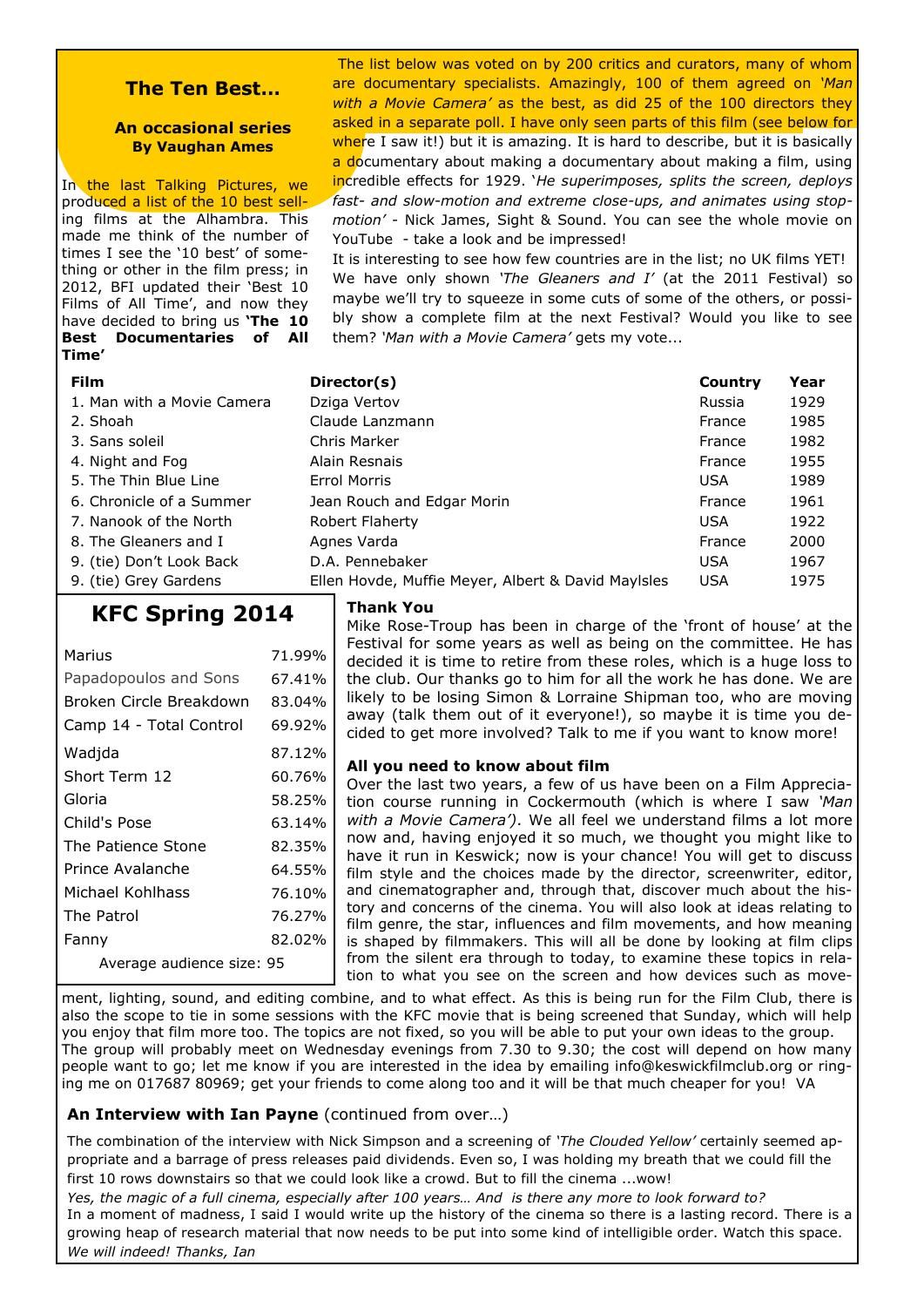## The Ten Best…

### An occasional series
**By Vaughan Ames**

In the last Talking Pictures, we produced a list of the 10 best selling films at the Alhambra. This made me think of the number of times I see the '10 best' of something or other in the film press; in 2012, BFI updated their 'Best 10 Films of All Time', and now they have decided to bring us **'The 10 Best Documentaries of All Time'**

The list below was voted on by 200 critics and curators, many of whom are documentary specialists. Amazingly, 100 of them agreed on *'Man with a Movie Camera'* as the best, as did 25 of the 100 directors they asked in a separate poll. I have only seen parts of this film (see below for where I saw it!) but it is amazing. It is hard to describe, but it is basically a documentary about making a documentary about making a film, using incredible effects for 1929. '*He superimposes, splits the screen, deploys fast- and slow-motion and extreme close-ups, and animates using stop-motion'* - Nick James, Sight & Sound. You can see the whole movie on YouTube - take a look and be impressed!

It is interesting to see how few countries are in the list; no UK films YET! We have only shown *'The Gleaners and I'* (at the 2011 Festival) so maybe we'll try to squeeze in some cuts of some of the others, or possibly show a complete film at the next Festival? Would you like to see them? *'Man with a Movie Camera'* gets my vote...

| Film | Director(s) | Country | Year |
|---|---|---|---|
| 1. Man with a Movie Camera | Dziga Vertov | Russia | 1929 |
| 2. Shoah | Claude Lanzmann | France | 1985 |
| 3. Sans soleil | Chris Marker | France | 1982 |
| 4. Night and Fog | Alain Resnais | France | 1955 |
| 5. The Thin Blue Line | Errol Morris | USA | 1989 |
| 6. Chronicle of a Summer | Jean Rouch and Edgar Morin | France | 1961 |
| 7. Nanook of the North | Robert Flaherty | USA | 1922 |
| 8. The Gleaners and I | Agnes Varda | France | 2000 |
| 9. (tie) Don't Look Back | D.A. Pennebaker | USA | 1967 |
| 9. (tie) Grey Gardens | Ellen Hovde, Muffie Meyer, Albert & David Maylsles | USA | 1975 |

## KFC Spring 2014

| | |
|---|---|
| Marius | 71.99% |
| Papadopoulos and Sons | 67.41% |
| Broken Circle Breakdown | 83.04% |
| Camp 14 - Total Control | 69.92% |
| Wadjda | 87.12% |
| Short Term 12 | 60.76% |
| Gloria | 58.25% |
| Child's Pose | 63.14% |
| The Patience Stone | 82.35% |
| Prince Avalanche | 64.55% |
| Michael Kohlhass | 76.10% |
| The Patrol | 76.27% |
| Fanny | 82.02% |

Average audience size: 95

### Thank You

Mike Rose-Troup has been in charge of the 'front of house' at the Festival for some years as well as being on the committee. He has decided it is time to retire from these roles, which is a huge loss to the club. Our thanks go to him for all the work he has done. We are likely to be losing Simon & Lorraine Shipman too, who are moving away (talk them out of it everyone!), so maybe it is time you decided to get more involved? Talk to me if you want to know more!

### All you need to know about film

Over the last two years, a few of us have been on a Film Appreciation course running in Cockermouth (which is where I saw *'Man with a Movie Camera')*. We all feel we understand films a lot more now and, having enjoyed it so much, we thought you might like to have it run in Keswick; now is your chance! You will get to discuss film style and the choices made by the director, screenwriter, editor, and cinematographer and, through that, discover much about the history and concerns of the cinema. You will also look at ideas relating to film genre, the star, influences and film movements, and how meaning is shaped by filmmakers. This will all be done by looking at film clips from the silent era through to today, to examine these topics in relation to what you see on the screen and how devices such as movement, lighting, sound, and editing combine, and to what effect. As this is being run for the Film Club, there is also the scope to tie in some sessions with the KFC movie that is being screened that Sunday, which will help you enjoy that film more too. The topics are not fixed, so you will be able to put your own ideas to the group. The group will probably meet on Wednesday evenings from 7.30 to 9.30; the cost will depend on how many people want to go; let me know if you are interested in the idea by emailing info@keswickfilmclub.org or ringing me on 017687 80969; get your friends to come along too and it will be that much cheaper for you! VA

### An Interview with Ian Payne (continued from over…)

The combination of the interview with Nick Simpson and a screening of *'The Clouded Yellow'* certainly seemed appropriate and a barrage of press releases paid dividends. Even so, I was holding my breath that we could fill the first 10 rows downstairs so that we could look like a crowd. But to fill the cinema ...wow!

*Yes, the magic of a full cinema, especially after 100 years… And is there any more to look forward to?*

In a moment of madness, I said I would write up the history of the cinema so there is a lasting record. There is a growing heap of research material that now needs to be put into some kind of intelligible order. Watch this space.

*We will indeed! Thanks, Ian*